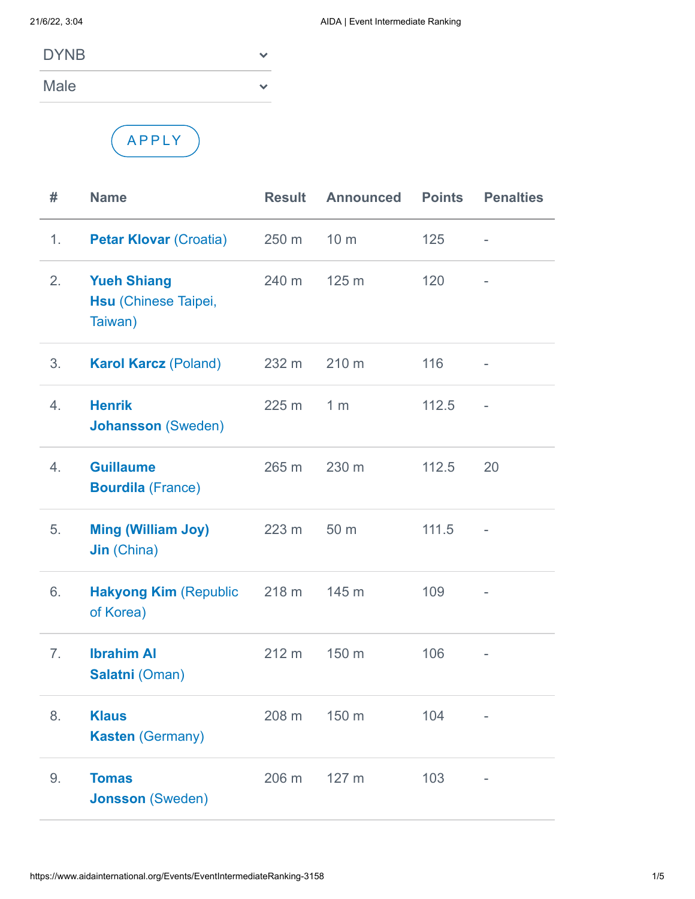DYNB

Male

APPLY

| # | Name | Result | Announced | Points | Penalties |
|---|---|---|---|---|---|
| 1. | **Petar Klovar** (Croatia) | 250 m | 10 m | 125 | - |
| 2. | **Yueh Shiang Hsu** (Chinese Taipei, Taiwan) | 240 m | 125 m | 120 | - |
| 3. | **Karol Karcz** (Poland) | 232 m | 210 m | 116 | - |
| 4. | **Henrik Johansson** (Sweden) | 225 m | 1 m | 112.5 | - |
| 4. | **Guillaume Bourdila** (France) | 265 m | 230 m | 112.5 | 20 |
| 5. | **Ming (William Joy) Jin** (China) | 223 m | 50 m | 111.5 | - |
| 6. | **Hakyong Kim** (Republic of Korea) | 218 m | 145 m | 109 | - |
| 7. | **Ibrahim Al Salatni** (Oman) | 212 m | 150 m | 106 | - |
| 8. | **Klaus Kasten** (Germany) | 208 m | 150 m | 104 | - |
| 9. | **Tomas Jonsson** (Sweden) | 206 m | 127 m | 103 | - |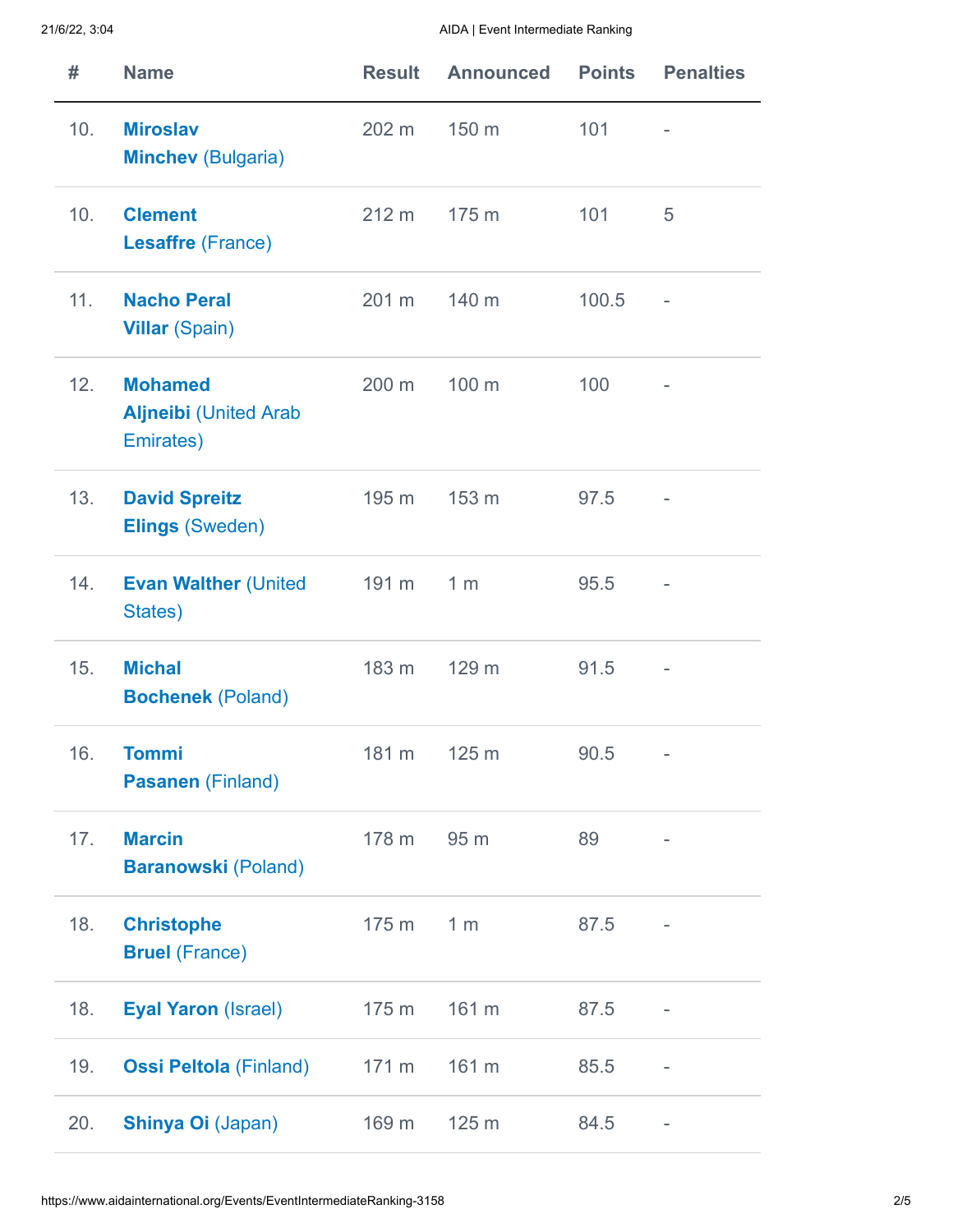| # | Name | Result | Announced | Points | Penalties |
|---|---|---|---|---|---|
| 10. | **Miroslav Minchev** (Bulgaria) | 202 m | 150 m | 101 | - |
| 10. | **Clement Lesaffre** (France) | 212 m | 175 m | 101 | 5 |
| 11. | **Nacho Peral Villar** (Spain) | 201 m | 140 m | 100.5 | - |
| 12. | **Mohamed Aljneibi** (United Arab Emirates) | 200 m | 100 m | 100 | - |
| 13. | **David Spreitz Elings** (Sweden) | 195 m | 153 m | 97.5 | - |
| 14. | **Evan Walther** (United States) | 191 m | 1 m | 95.5 | - |
| 15. | **Michal Bochenek** (Poland) | 183 m | 129 m | 91.5 | - |
| 16. | **Tommi Pasanen** (Finland) | 181 m | 125 m | 90.5 | - |
| 17. | **Marcin Baranowski** (Poland) | 178 m | 95 m | 89 | - |
| 18. | **Christophe Bruel** (France) | 175 m | 1 m | 87.5 | - |
| 18. | **Eyal Yaron** (Israel) | 175 m | 161 m | 87.5 | - |
| 19. | **Ossi Peltola** (Finland) | 171 m | 161 m | 85.5 | - |
| 20. | **Shinya Oi** (Japan) | 169 m | 125 m | 84.5 | - |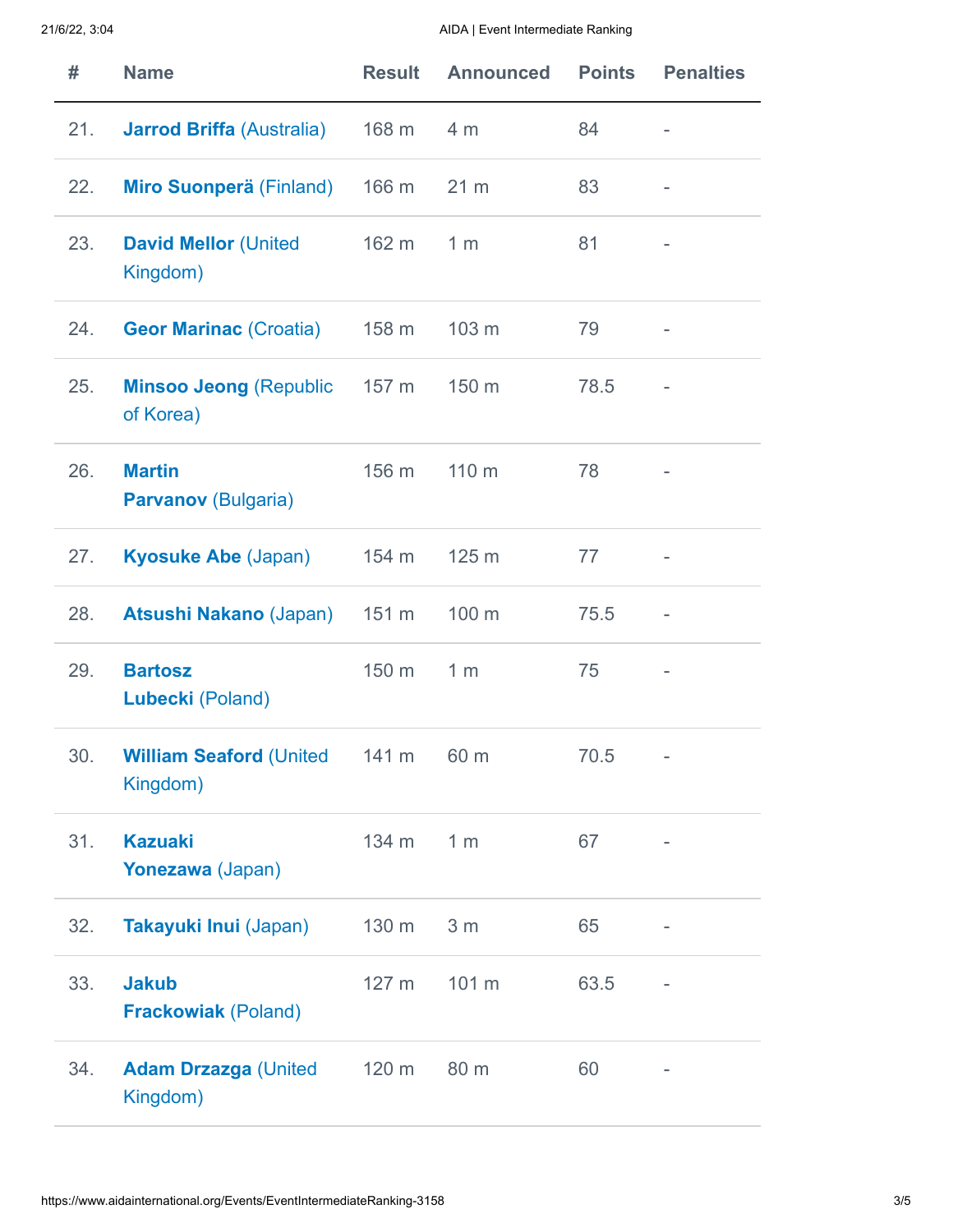| # | Name | Result | Announced | Points | Penalties |
|---|---|---|---|---|---|
| 21. | **Jarrod Briffa** (Australia) | 168 m | 4 m | 84 | - |
| 22. | **Miro Suonperä** (Finland) | 166 m | 21 m | 83 | - |
| 23. | **David Mellor** (United Kingdom) | 162 m | 1 m | 81 | - |
| 24. | **Geor Marinac** (Croatia) | 158 m | 103 m | 79 | - |
| 25. | **Minsoo Jeong** (Republic of Korea) | 157 m | 150 m | 78.5 | - |
| 26. | **Martin Parvanov** (Bulgaria) | 156 m | 110 m | 78 | - |
| 27. | **Kyosuke Abe** (Japan) | 154 m | 125 m | 77 | - |
| 28. | **Atsushi Nakano** (Japan) | 151 m | 100 m | 75.5 | - |
| 29. | **Bartosz Lubecki** (Poland) | 150 m | 1 m | 75 | - |
| 30. | **William Seaford** (United Kingdom) | 141 m | 60 m | 70.5 | - |
| 31. | **Kazuaki Yonezawa** (Japan) | 134 m | 1 m | 67 | - |
| 32. | **Takayuki Inui** (Japan) | 130 m | 3 m | 65 | - |
| 33. | **Jakub Frackowiak** (Poland) | 127 m | 101 m | 63.5 | - |
| 34. | **Adam Drzazga** (United Kingdom) | 120 m | 80 m | 60 | - |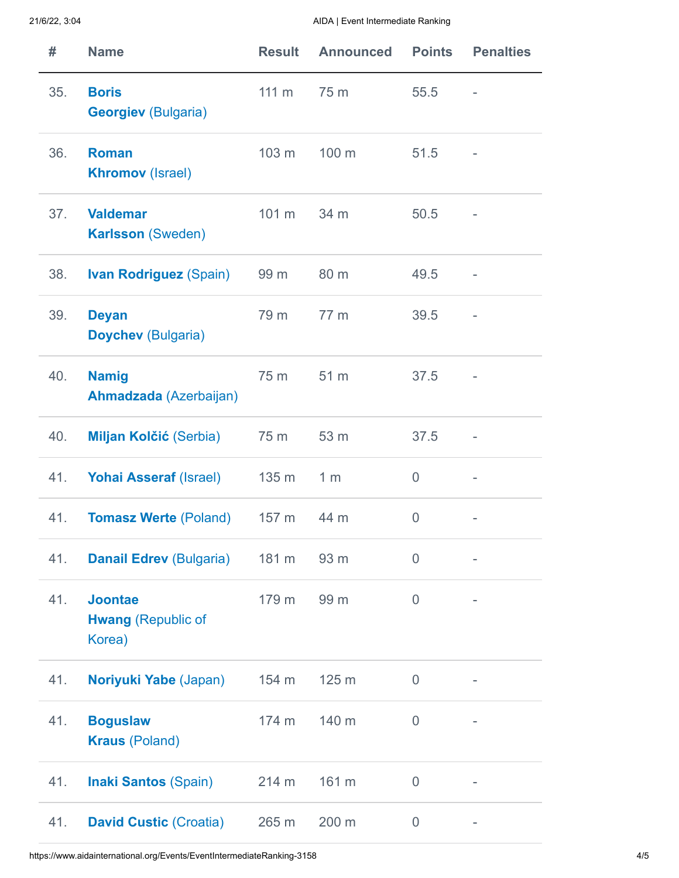| # | Name | Result | Announced | Points | Penalties |
|---|---|---|---|---|---|
| 35. | **Boris Georgiev** (Bulgaria) | 111 m | 75 m | 55.5 | - |
| 36. | **Roman Khromov** (Israel) | 103 m | 100 m | 51.5 | - |
| 37. | **Valdemar Karlsson** (Sweden) | 101 m | 34 m | 50.5 | - |
| 38. | **Ivan Rodriguez** (Spain) | 99 m | 80 m | 49.5 | - |
| 39. | **Deyan Doychev** (Bulgaria) | 79 m | 77 m | 39.5 | - |
| 40. | **Namig Ahmadzada** (Azerbaijan) | 75 m | 51 m | 37.5 | - |
| 40. | **Miljan Kolčić** (Serbia) | 75 m | 53 m | 37.5 | - |
| 41. | **Yohai Asseraf** (Israel) | 135 m | 1 m | 0 | - |
| 41. | **Tomasz Werte** (Poland) | 157 m | 44 m | 0 | - |
| 41. | **Danail Edrev** (Bulgaria) | 181 m | 93 m | 0 | - |
| 41. | **Joontae Hwang** (Republic of Korea) | 179 m | 99 m | 0 | - |
| 41. | **Noriyuki Yabe** (Japan) | 154 m | 125 m | 0 | - |
| 41. | **Boguslaw Kraus** (Poland) | 174 m | 140 m | 0 | - |
| 41. | **Inaki Santos** (Spain) | 214 m | 161 m | 0 | - |
| 41. | **David Custic** (Croatia) | 265 m | 200 m | 0 | - |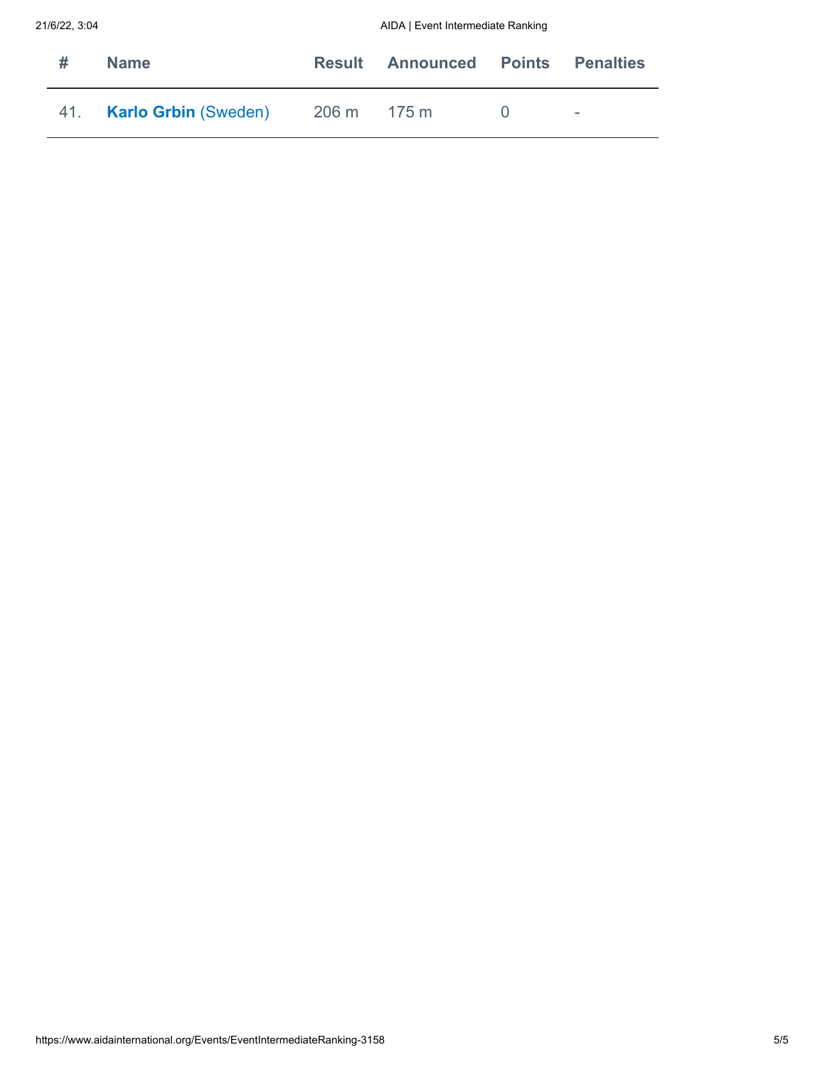| # | Name | Result | Announced | Points | Penalties |
|---|---|---|---|---|---|
| 41. | **Karlo Grbin** (Sweden) | 206 m | 175 m | 0 | - |